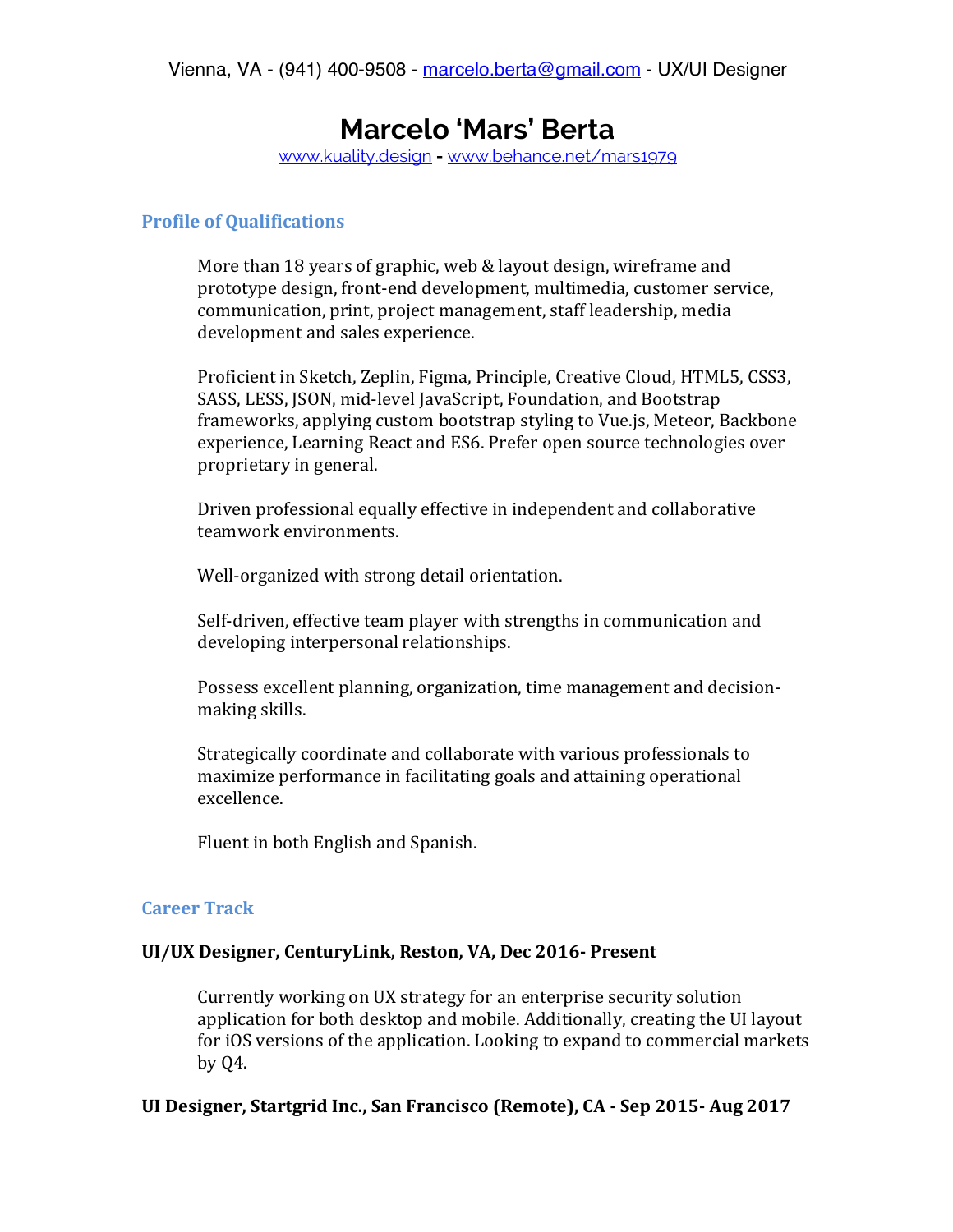Vienna, VA - (941) 400-9508 - marcelo.berta@gmail.com - UX/UI Designer

# Marcelo 'Mars' Berta

www.kuality.design - www.behance.net/mars1979

## Profile of Qualifications

More than 18 years of graphic, web & layout design, wireframe and prototype design, front-end development, multimedia, customer service, communication, print, project management, staff leadership, media development and sales experience.

Proficient in Sketch, Zeplin, Figma, Principle, Creative Cloud, HTML5, CSS3, SASS, LESS, JSON, mid-level JavaScript, Foundation, and Bootstrap frameworks, applying custom bootstrap styling to Vue.js, Meteor, Backbone experience, Learning React and ES6. Prefer open source technologies over proprietary in general.

Driven professional equally effective in independent and collaborative teamwork environments.

Well-organized with strong detail orientation.

Self-driven, effective team player with strengths in communication and developing interpersonal relationships.

Possess excellent planning, organization, time management and decision-making skills.

Strategically coordinate and collaborate with various professionals to maximize performance in facilitating goals and attaining operational excellence.

Fluent in both English and Spanish.

## Career Track

### UI/UX Designer, CenturyLink, Reston, VA, Dec 2016- Present

Currently working on UX strategy for an enterprise security solution application for both desktop and mobile. Additionally, creating the UI layout for iOS versions of the application. Looking to expand to commercial markets by Q4.

### UI Designer, Startgrid Inc., San Francisco (Remote), CA - Sep 2015- Aug 2017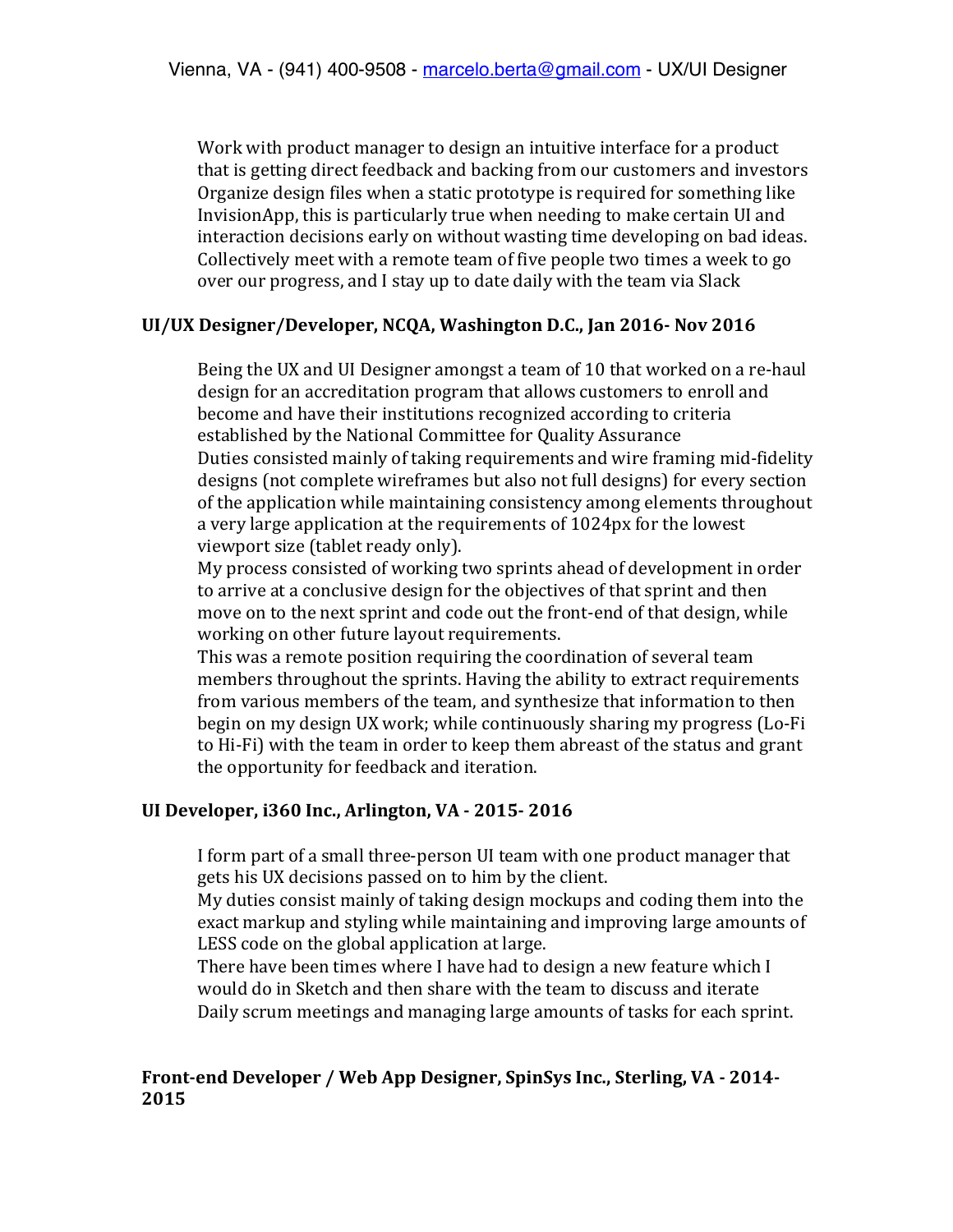Work with product manager to design an intuitive interface for a product that is getting direct feedback and backing from our customers and investors
Organize design files when a static prototype is required for something like InvisionApp, this is particularly true when needing to make certain UI and interaction decisions early on without wasting time developing on bad ideas.
Collectively meet with a remote team of five people two times a week to go over our progress, and I stay up to date daily with the team via Slack

**UI/UX Designer/Developer, NCQA, Washington D.C., Jan 2016- Nov 2016**

Being the UX and UI Designer amongst a team of 10 that worked on a re-haul design for an accreditation program that allows customers to enroll and become and have their institutions recognized according to criteria established by the National Committee for Quality Assurance
Duties consisted mainly of taking requirements and wire framing mid-fidelity designs (not complete wireframes but also not full designs) for every section of the application while maintaining consistency among elements throughout a very large application at the requirements of 1024px for the lowest viewport size (tablet ready only).
My process consisted of working two sprints ahead of development in order to arrive at a conclusive design for the objectives of that sprint and then move on to the next sprint and code out the front-end of that design, while working on other future layout requirements.
This was a remote position requiring the coordination of several team members throughout the sprints. Having the ability to extract requirements from various members of the team, and synthesize that information to then begin on my design UX work; while continuously sharing my progress (Lo-Fi to Hi-Fi) with the team in order to keep them abreast of the status and grant the opportunity for feedback and iteration.

**UI Developer, i360 Inc., Arlington, VA - 2015- 2016**

I form part of a small three-person UI team with one product manager that gets his UX decisions passed on to him by the client.
My duties consist mainly of taking design mockups and coding them into the exact markup and styling while maintaining and improving large amounts of LESS code on the global application at large.
There have been times where I have had to design a new feature which I would do in Sketch and then share with the team to discuss and iterate
Daily scrum meetings and managing large amounts of tasks for each sprint.

**Front-end Developer / Web App Designer, SpinSys Inc., Sterling, VA - 2014-2015**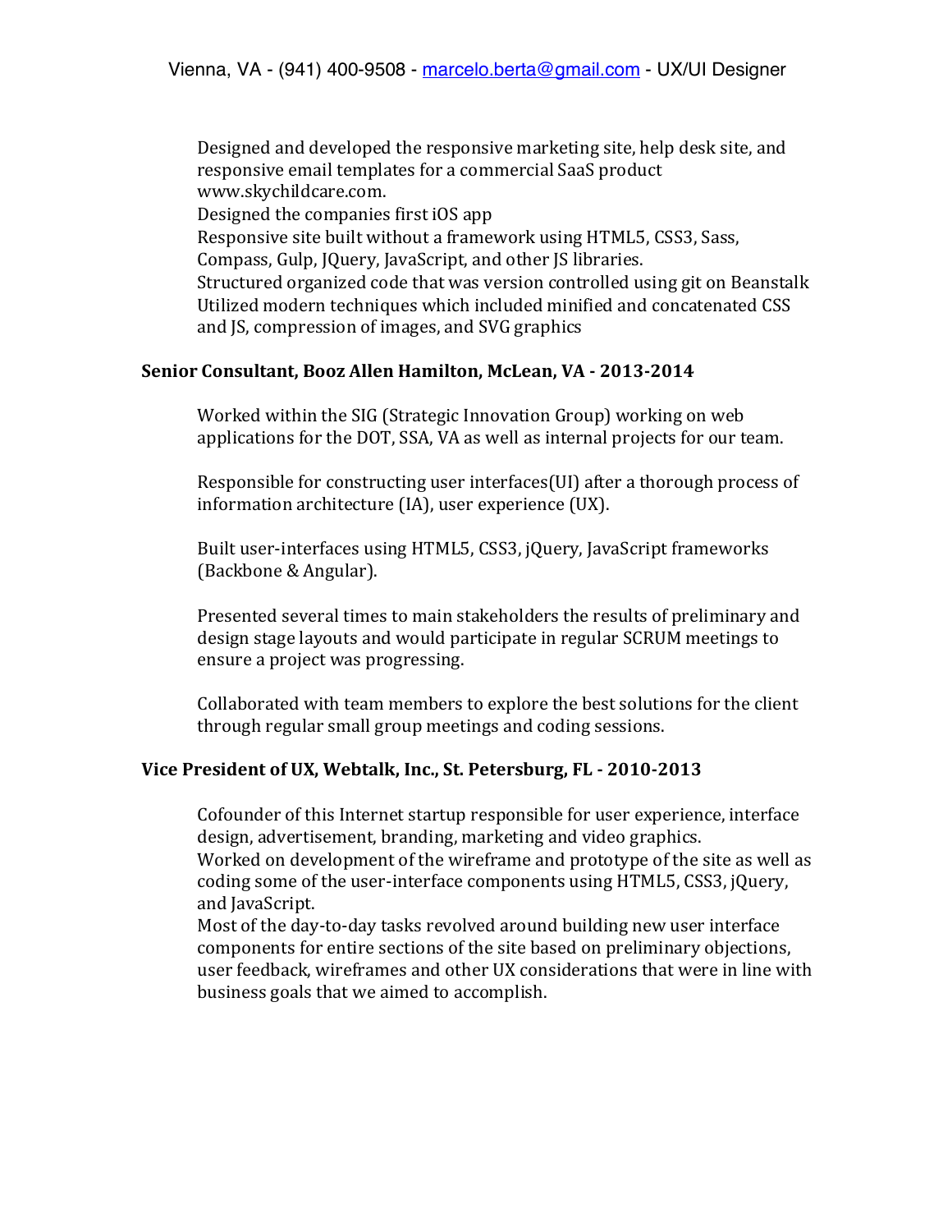Designed and developed the responsive marketing site, help desk site, and responsive email templates for a commercial SaaS product www.skychildcare.com.
Designed the companies first iOS app
Responsive site built without a framework using HTML5, CSS3, Sass, Compass, Gulp, JQuery, JavaScript, and other JS libraries.
Structured organized code that was version controlled using git on Beanstalk
Utilized modern techniques which included minified and concatenated CSS and JS, compression of images, and SVG graphics

**Senior Consultant, Booz Allen Hamilton, McLean, VA - 2013-2014**

Worked within the SIG (Strategic Innovation Group) working on web applications for the DOT, SSA, VA as well as internal projects for our team.

Responsible for constructing user interfaces(UI) after a thorough process of information architecture (IA), user experience (UX).

Built user-interfaces using HTML5, CSS3, jQuery, JavaScript frameworks (Backbone & Angular).

Presented several times to main stakeholders the results of preliminary and design stage layouts and would participate in regular SCRUM meetings to ensure a project was progressing.

Collaborated with team members to explore the best solutions for the client through regular small group meetings and coding sessions.

**Vice President of UX, Webtalk, Inc., St. Petersburg, FL - 2010-2013**

Cofounder of this Internet startup responsible for user experience, interface design, advertisement, branding, marketing and video graphics.
Worked on development of the wireframe and prototype of the site as well as coding some of the user-interface components using HTML5, CSS3, jQuery, and JavaScript.
Most of the day-to-day tasks revolved around building new user interface components for entire sections of the site based on preliminary objections, user feedback, wireframes and other UX considerations that were in line with business goals that we aimed to accomplish.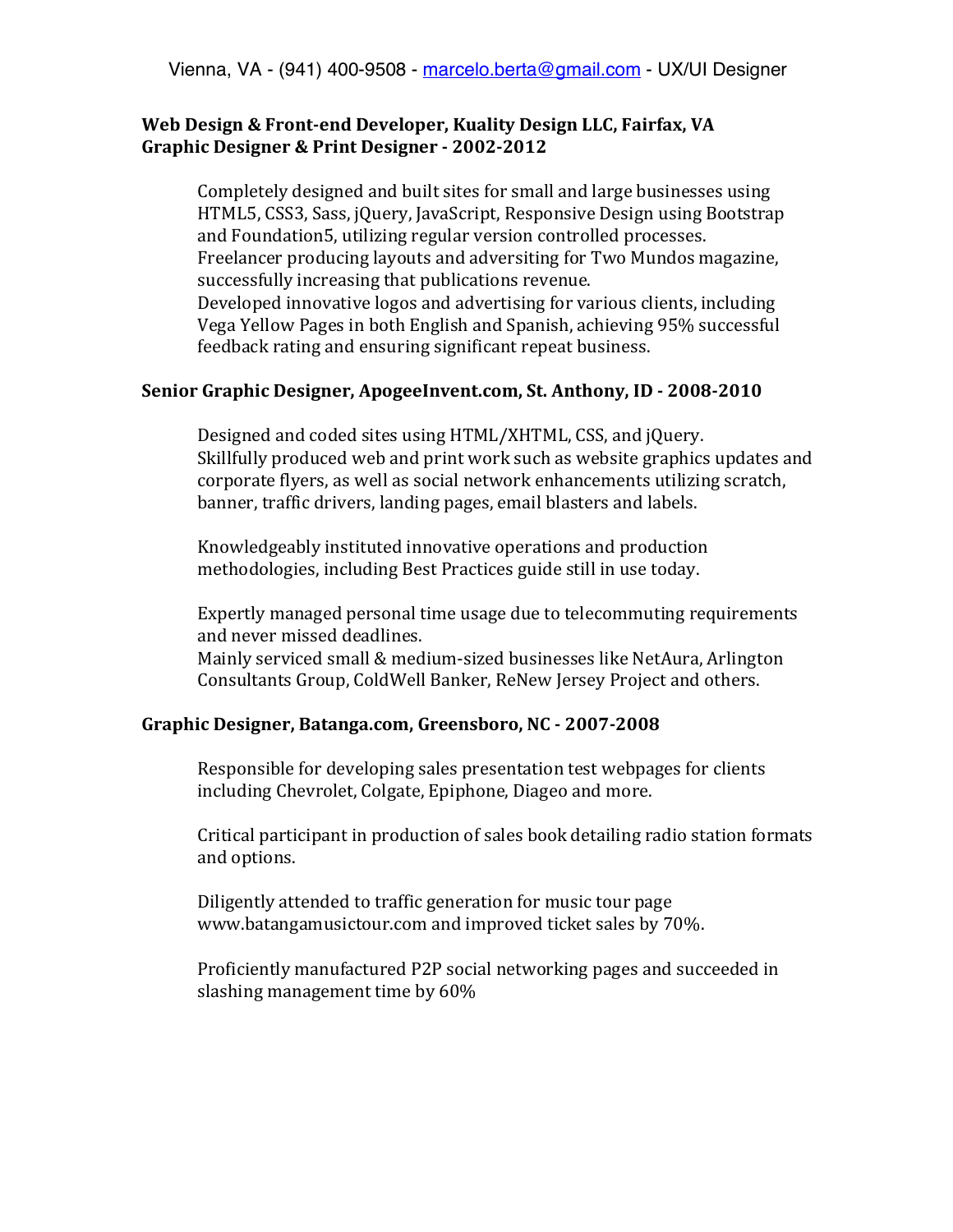Vienna, VA - (941) 400-9508 - marcelo.berta@gmail.com - UX/UI Designer

**Web Design & Front-end Developer, Kuality Design LLC, Fairfax, VA**
**Graphic Designer & Print Designer - 2002-2012**

Completely designed and built sites for small and large businesses using HTML5, CSS3, Sass, jQuery, JavaScript, Responsive Design using Bootstrap and Foundation5, utilizing regular version controlled processes.
Freelancer producing layouts and adversiting for Two Mundos magazine, successfully increasing that publications revenue.
Developed innovative logos and advertising for various clients, including Vega Yellow Pages in both English and Spanish, achieving 95% successful feedback rating and ensuring significant repeat business.

**Senior Graphic Designer, ApogeeInvent.com, St. Anthony, ID - 2008-2010**

Designed and coded sites using HTML/XHTML, CSS, and jQuery.
Skillfully produced web and print work such as website graphics updates and corporate flyers, as well as social network enhancements utilizing scratch, banner, traffic drivers, landing pages, email blasters and labels.

Knowledgeably instituted innovative operations and production methodologies, including Best Practices guide still in use today.

Expertly managed personal time usage due to telecommuting requirements and never missed deadlines.
Mainly serviced small & medium-sized businesses like NetAura, Arlington Consultants Group, ColdWell Banker, ReNew Jersey Project and others.

**Graphic Designer, Batanga.com, Greensboro, NC - 2007-2008**

Responsible for developing sales presentation test webpages for clients including Chevrolet, Colgate, Epiphone, Diageo and more.

Critical participant in production of sales book detailing radio station formats and options.

Diligently attended to traffic generation for music tour page www.batangamusictour.com and improved ticket sales by 70%.

Proficiently manufactured P2P social networking pages and succeeded in slashing management time by 60%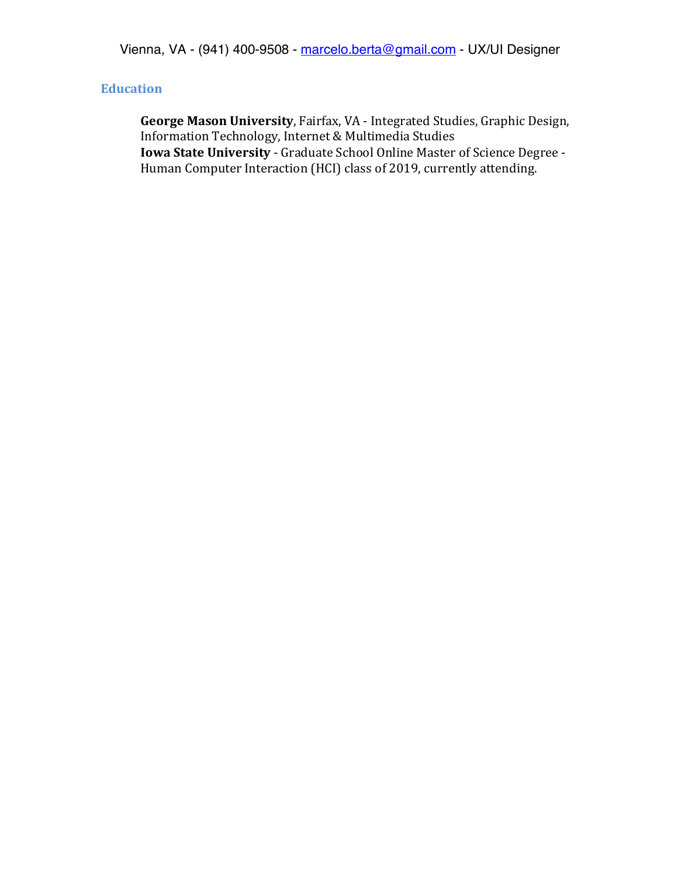Vienna, VA - (941) 400-9508 - marcelo.berta@gmail.com - UX/UI Designer

## Education

**George Mason University**, Fairfax, VA - Integrated Studies, Graphic Design, Information Technology, Internet & Multimedia Studies
**Iowa State University** - Graduate School Online Master of Science Degree - Human Computer Interaction (HCI) class of 2019, currently attending.